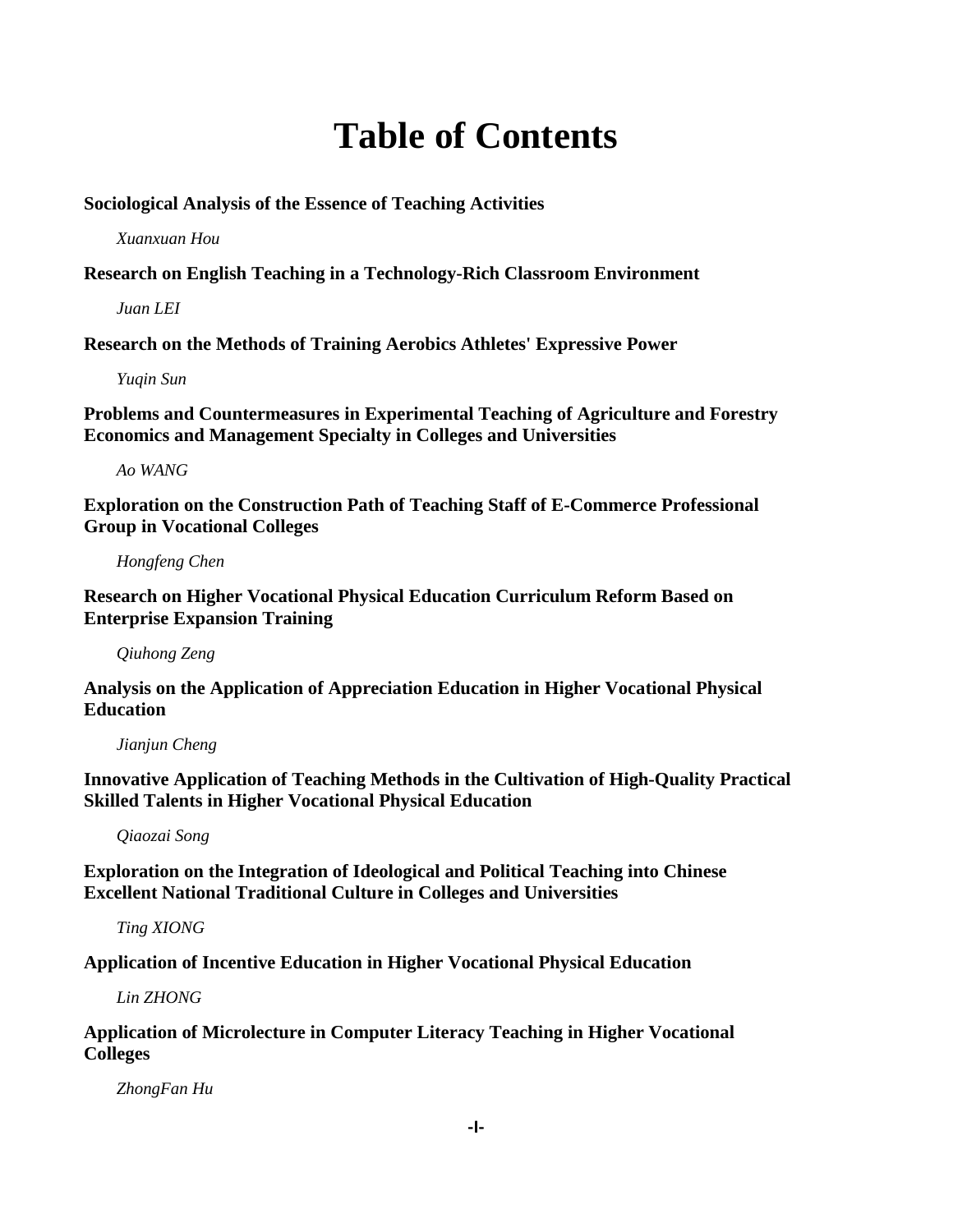# Table of Contents

**Sociological Analysis of the Essence of Teaching Activities**

*Xuanxuan Hou*

**Research on English Teaching in a Technology-Rich Classroom Environment**

*Juan LEI*

**Research on the Methods of Training Aerobics Athletes' Expressive Power**

*Yuqin Sun*

**Problems and Countermeasures in Experimental Teaching of Agriculture and Forestry Economics and Management Specialty in Colleges and Universities**

*Ao WANG*

**Exploration on the Construction Path of Teaching Staff of E-Commerce Professional Group in Vocational Colleges**

*Hongfeng Chen*

**Research on Higher Vocational Physical Education Curriculum Reform Based on Enterprise Expansion Training**

*Qiuhong Zeng*

**Analysis on the Application of Appreciation Education in Higher Vocational Physical Education**

*Jianjun Cheng*

**Innovative Application of Teaching Methods in the Cultivation of High-Quality Practical Skilled Talents in Higher Vocational Physical Education**

*Qiaozai Song*

**Exploration on the Integration of Ideological and Political Teaching into Chinese Excellent National Traditional Culture in Colleges and Universities**

*Ting XIONG*

**Application of Incentive Education in Higher Vocational Physical Education**

*Lin ZHONG*

**Application of Microlecture in Computer Literacy Teaching in Higher Vocational Colleges**

*ZhongFan Hu*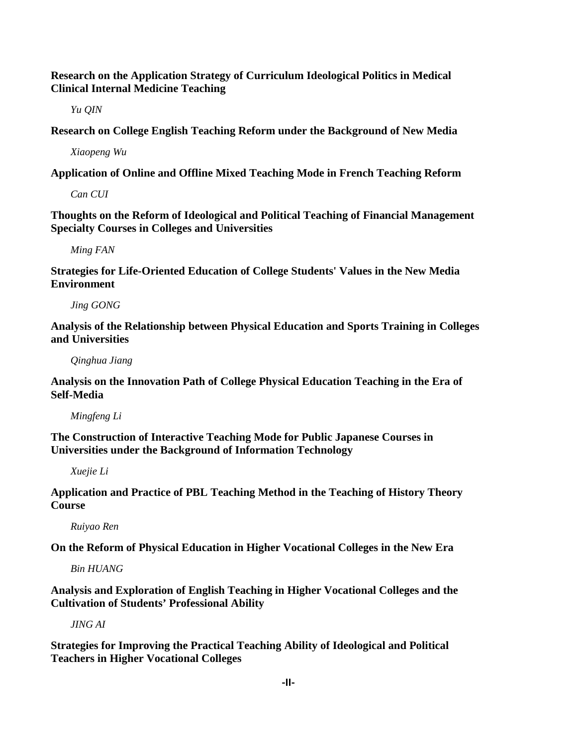**Research on the Application Strategy of Curriculum Ideological Politics in Medical Clinical Internal Medicine Teaching**

*Yu QIN*

**Research on College English Teaching Reform under the Background of New Media**

*Xiaopeng Wu*

**Application of Online and Offline Mixed Teaching Mode in French Teaching Reform**

*Can CUI*

**Thoughts on the Reform of Ideological and Political Teaching of Financial Management Specialty Courses in Colleges and Universities**

*Ming FAN*

**Strategies for Life-Oriented Education of College Students' Values in the New Media Environment**

*Jing GONG*

**Analysis of the Relationship between Physical Education and Sports Training in Colleges and Universities**

*Qinghua Jiang*

**Analysis on the Innovation Path of College Physical Education Teaching in the Era of Self-Media**

*Mingfeng Li*

**The Construction of Interactive Teaching Mode for Public Japanese Courses in Universities under the Background of Information Technology**

*Xuejie Li*

**Application and Practice of PBL Teaching Method in the Teaching of History Theory Course**

*Ruiyao Ren*

**On the Reform of Physical Education in Higher Vocational Colleges in the New Era**

*Bin HUANG*

**Analysis and Exploration of English Teaching in Higher Vocational Colleges and the Cultivation of Students' Professional Ability**

*JING AI*

**Strategies for Improving the Practical Teaching Ability of Ideological and Political Teachers in Higher Vocational Colleges**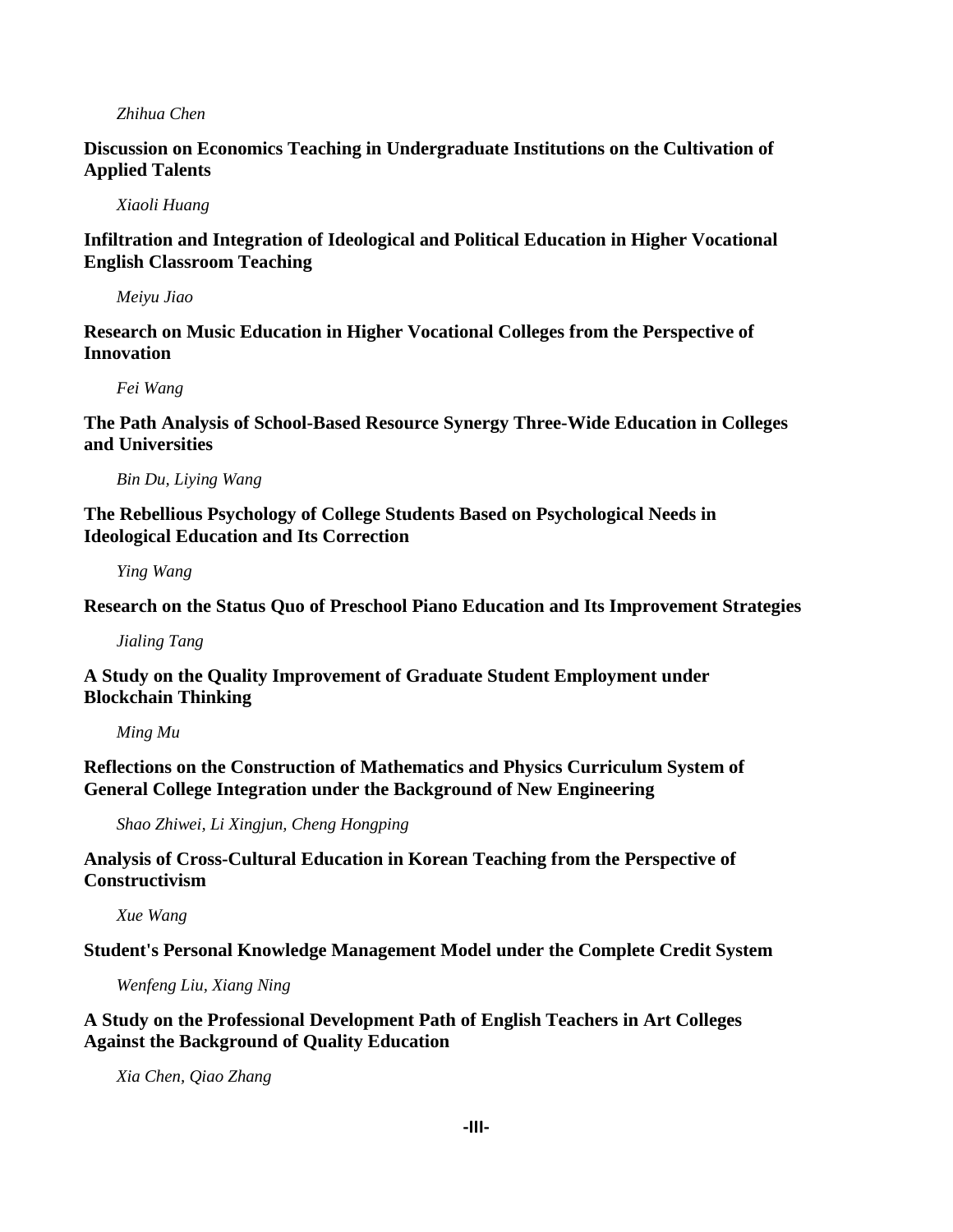*Zhihua Chen*

**Discussion on Economics Teaching in Undergraduate Institutions on the Cultivation of Applied Talents**

*Xiaoli Huang*

**Infiltration and Integration of Ideological and Political Education in Higher Vocational English Classroom Teaching**

*Meiyu Jiao*

**Research on Music Education in Higher Vocational Colleges from the Perspective of Innovation**

*Fei Wang*

**The Path Analysis of School-Based Resource Synergy Three-Wide Education in Colleges and Universities**

*Bin Du, Liying Wang*

**The Rebellious Psychology of College Students Based on Psychological Needs in Ideological Education and Its Correction**

*Ying Wang*

**Research on the Status Quo of Preschool Piano Education and Its Improvement Strategies**

*Jialing Tang*

**A Study on the Quality Improvement of Graduate Student Employment under Blockchain Thinking**

*Ming Mu*

**Reflections on the Construction of Mathematics and Physics Curriculum System of General College Integration under the Background of New Engineering**

*Shao Zhiwei, Li Xingjun, Cheng Hongping*

**Analysis of Cross-Cultural Education in Korean Teaching from the Perspective of Constructivism**

*Xue Wang*

**Student's Personal Knowledge Management Model under the Complete Credit System**

*Wenfeng Liu, Xiang Ning*

**A Study on the Professional Development Path of English Teachers in Art Colleges Against the Background of Quality Education**

*Xia Chen, Qiao Zhang*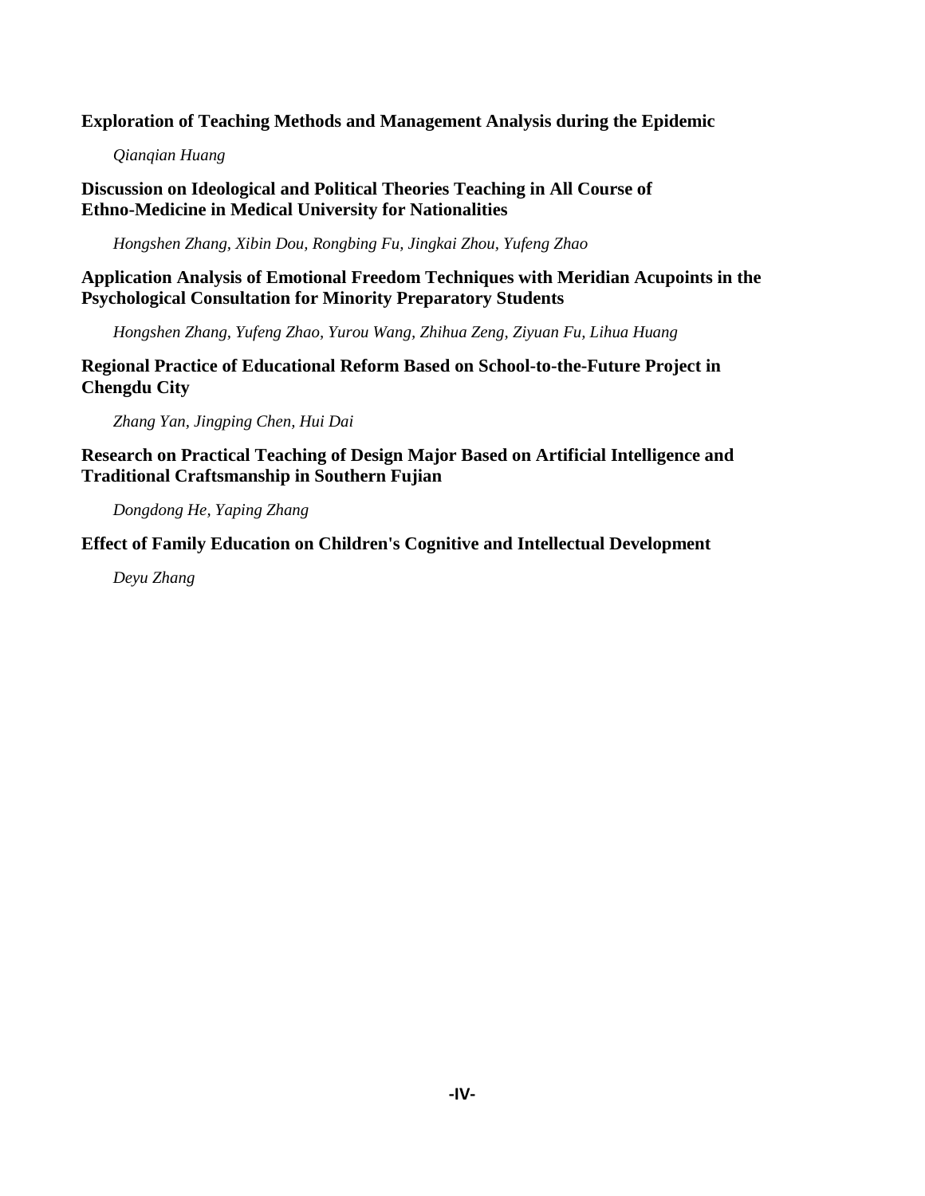**Exploration of Teaching Methods and Management Analysis during the Epidemic**

*Qianqian Huang*

**Discussion on Ideological and Political Theories Teaching in All Course of Ethno-Medicine in Medical University for Nationalities**

*Hongshen Zhang, Xibin Dou, Rongbing Fu, Jingkai Zhou, Yufeng Zhao*

**Application Analysis of Emotional Freedom Techniques with Meridian Acupoints in the Psychological Consultation for Minority Preparatory Students**

*Hongshen Zhang, Yufeng Zhao, Yurou Wang, Zhihua Zeng, Ziyuan Fu, Lihua Huang*

**Regional Practice of Educational Reform Based on School-to-the-Future Project in Chengdu City**

*Zhang Yan, Jingping Chen, Hui Dai*

**Research on Practical Teaching of Design Major Based on Artificial Intelligence and Traditional Craftsmanship in Southern Fujian**

*Dongdong He, Yaping Zhang*

**Effect of Family Education on Children's Cognitive and Intellectual Development**

*Deyu Zhang*